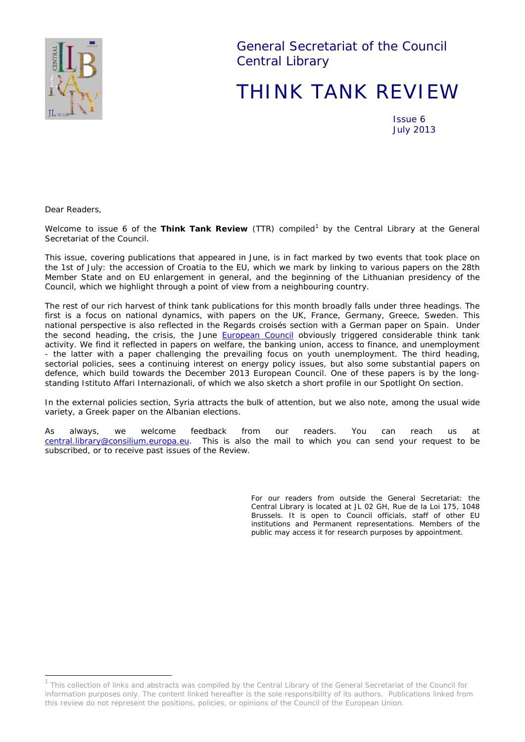General Secretariat of the Council
Central Library

# THINK TANK REVIEW

Issue 6
July 2013

Dear Readers,

Welcome to issue 6 of the **Think Tank Review** (TTR) compiled[1] by the Central Library at the General Secretariat of the Council.

This issue, covering publications that appeared in June, is in fact marked by two events that took place on the 1st of July: the accession of Croatia to the EU, which we mark by linking to various papers on the 28th Member State and on EU enlargement in general, and the beginning of the Lithuanian presidency of the Council, which we highlight through a point of view from a neighbouring country.

The rest of our rich harvest of think tank publications for this month broadly falls under three headings. The first is a focus on national dynamics, with papers on the UK, France, Germany, Greece, Sweden. This national perspective is also reflected in the Regards croisés section with a German paper on Spain. Under the second heading, the crisis, the June European Council obviously triggered considerable think tank activity. We find it reflected in papers on welfare, the banking union, access to finance, and unemployment - the latter with a paper challenging the prevailing focus on youth unemployment. The third heading, sectorial policies, sees a continuing interest on energy policy issues, but also some substantial papers on defence, which build towards the December 2013 European Council. One of these papers is by the long-standing Istituto Affari Internazionali, of which we also sketch a short profile in our Spotlight On section.

In the external policies section, Syria attracts the bulk of attention, but we also note, among the usual wide variety, a Greek paper on the Albanian elections.

As always, we welcome feedback from our readers. You can reach us at central.library@consilium.europa.eu. This is also the mail to which you can send your request to be subscribed, or to receive past issues of the Review.

For our readers from outside the General Secretariat: the Central Library is located at JL 02 GH, Rue de la Loi 175, 1048 Brussels. It is open to Council officials, staff of other EU institutions and Permanent representations. Members of the public may access it for research purposes by appointment.

[1] This collection of links and abstracts was compiled by the Central Library of the General Secretariat of the Council for information purposes only. The content linked hereafter is the sole responsibility of its authors. Publications linked from this review do not represent the positions, policies, or opinions of the Council of the European Union.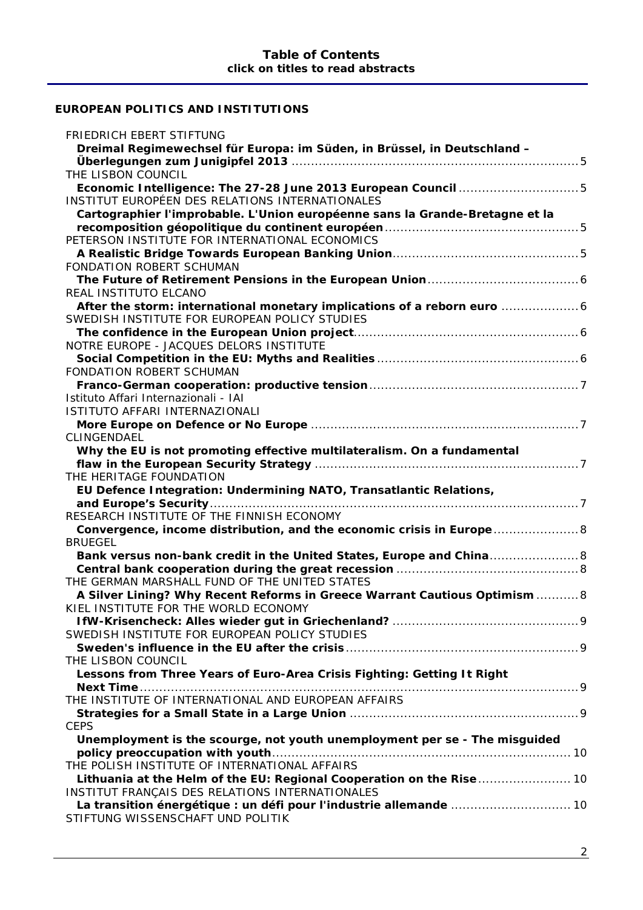**Table of Contents**
**click on titles to read abstracts**

## EUROPEAN POLITICS AND INSTITUTIONS

FRIEDRICH EBERT STIFTUNG
**Dreimal Regimewechsel für Europa: im Süden, in Brüssel, in Deutschland – Überlegungen zum Junigipfel 2013** .......... 5

THE LISBON COUNCIL
**Economic Intelligence: The 27-28 June 2013 European Council** .......... 5

INSTITUT EUROPÉEN DES RELATIONS INTERNATIONALES
**Cartographier l'improbable. L'Union européenne sans la Grande-Bretagne et la recomposition géopolitique du continent européen** .......... 5

PETERSON INSTITUTE FOR INTERNATIONAL ECONOMICS
**A Realistic Bridge Towards European Banking Union** .......... 5

FONDATION ROBERT SCHUMAN
**The Future of Retirement Pensions in the European Union** .......... 6

REAL INSTITUTO ELCANO
**After the storm: international monetary implications of a reborn euro** .......... 6

SWEDISH INSTITUTE FOR EUROPEAN POLICY STUDIES
**The confidence in the European Union project** .......... 6

NOTRE EUROPE - JACQUES DELORS INSTITUTE
**Social Competition in the EU: Myths and Realities** .......... 6

FONDATION ROBERT SCHUMAN
**Franco-German cooperation: productive tension** .......... 7

Istituto Affari Internazionali - IAI
ISTITUTO AFFARI INTERNAZIONALI
**More Europe on Defence or No Europe** .......... 7

CLINGENDAEL
**Why the EU is not promoting effective multilateralism. On a fundamental flaw in the European Security Strategy** .......... 7

THE HERITAGE FOUNDATION
**EU Defence Integration: Undermining NATO, Transatlantic Relations, and Europe's Security** .......... 7

RESEARCH INSTITUTE OF THE FINNISH ECONOMY
**Convergence, income distribution, and the economic crisis in Europe** .......... 8

BRUEGEL
**Bank versus non-bank credit in the United States, Europe and China** .......... 8
**Central bank cooperation during the great recession** .......... 8

THE GERMAN MARSHALL FUND OF THE UNITED STATES
**A Silver Lining? Why Recent Reforms in Greece Warrant Cautious Optimism** .......... 8

KIEL INSTITUTE FOR THE WORLD ECONOMY
**IfW-Krisencheck: Alles wieder gut in Griechenland?** .......... 9

SWEDISH INSTITUTE FOR EUROPEAN POLICY STUDIES
**Sweden's influence in the EU after the crisis** .......... 9

THE LISBON COUNCIL
**Lessons from Three Years of Euro-Area Crisis Fighting: Getting It Right Next Time** .......... 9

THE INSTITUTE OF INTERNATIONAL AND EUROPEAN AFFAIRS
**Strategies for a Small State in a Large Union** .......... 9

CEPS
**Unemployment is the scourge, not youth unemployment per se - The misguided policy preoccupation with youth** .......... 10

THE POLISH INSTITUTE OF INTERNATIONAL AFFAIRS
**Lithuania at the Helm of the EU: Regional Cooperation on the Rise** .......... 10

INSTITUT FRANÇAIS DES RELATIONS INTERNATIONALES
**La transition énergétique : un défi pour l'industrie allemande** .......... 10

STIFTUNG WISSENSCHAFT UND POLITIK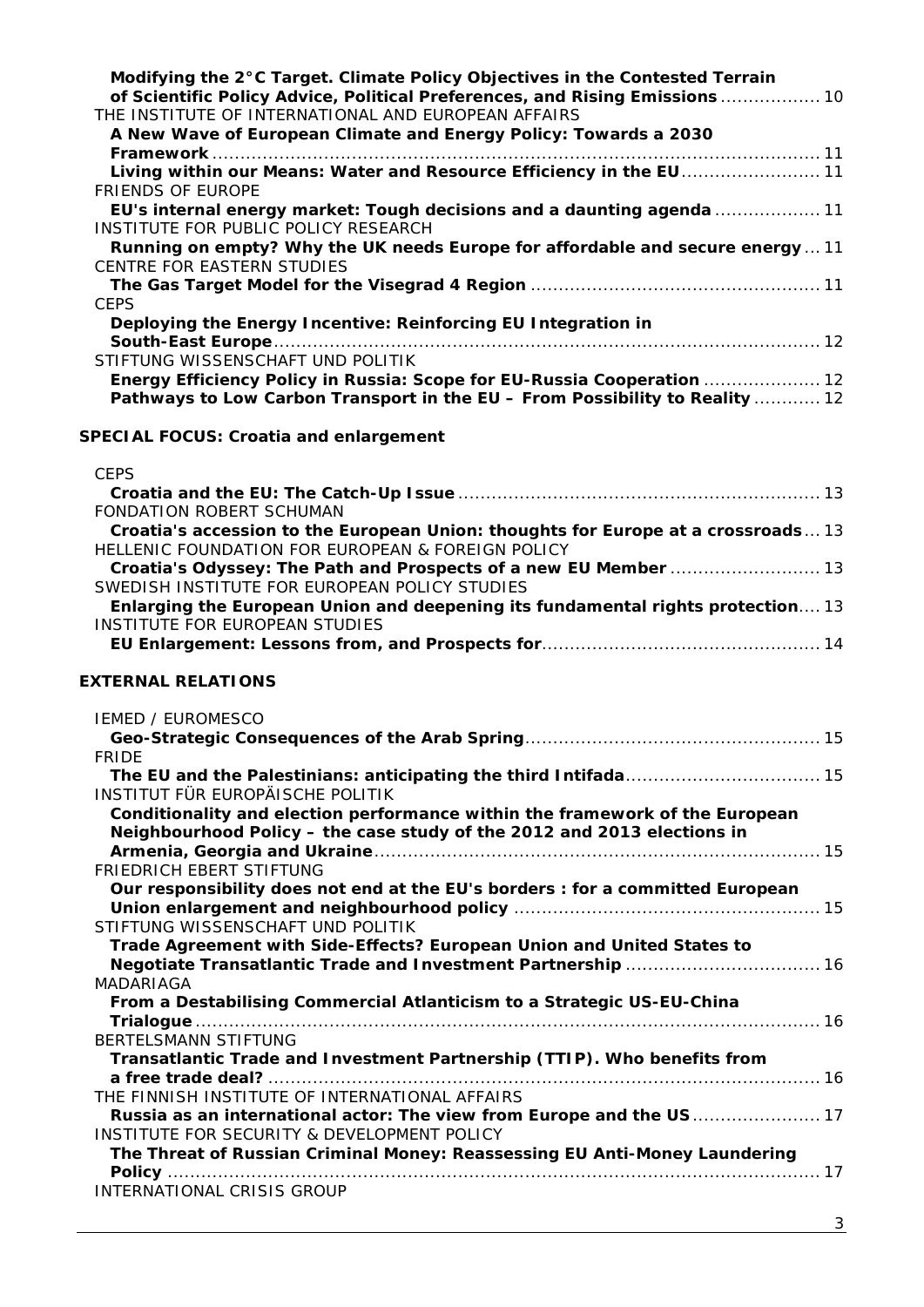**Modifying the 2°C Target. Climate Policy Objectives in the Contested Terrain of Scientific Policy Advice, Political Preferences, and Rising Emissions** ................. 10

THE INSTITUTE OF INTERNATIONAL AND EUROPEAN AFFAIRS

**A New Wave of European Climate and Energy Policy: Towards a 2030 Framework** ................................................................................................................ 11

**Living within our Means: Water and Resource Efficiency in the EU** ......................... 11

FRIENDS OF EUROPE

**EU's internal energy market: Tough decisions and a daunting agenda** .................. 11

INSTITUTE FOR PUBLIC POLICY RESEARCH

**Running on empty? Why the UK needs Europe for affordable and secure energy** ... 11

CENTRE FOR EASTERN STUDIES

**The Gas Target Model for the Visegrad 4 Region** .................................................... 11

CEPS

**Deploying the Energy Incentive: Reinforcing EU Integration in South-East Europe** ..................................................................................................... 12

STIFTUNG WISSENSCHAFT UND POLITIK

**Energy Efficiency Policy in Russia: Scope for EU-Russia Cooperation** ..................... 12

**Pathways to Low Carbon Transport in the EU – From Possibility to Reality** ............ 12

## SPECIAL FOCUS: Croatia and enlargement

CEPS

**Croatia and the EU: The Catch-Up Issue** ................................................................. 13

FONDATION ROBERT SCHUMAN

**Croatia's accession to the European Union: thoughts for Europe at a crossroads** ... 13

HELLENIC FOUNDATION FOR EUROPEAN & FOREIGN POLICY

**Croatia's Odyssey: The Path and Prospects of a new EU Member** ........................... 13

SWEDISH INSTITUTE FOR EUROPEAN POLICY STUDIES

**Enlarging the European Union and deepening its fundamental rights protection**.... 13

INSTITUTE FOR EUROPEAN STUDIES

**EU Enlargement: Lessons from, and Prospects for**................................................. 14

## EXTERNAL RELATIONS

IEMED / EUROMESCO

**Geo-Strategic Consequences of the Arab Spring**..................................................... 15

FRIDE

**The EU and the Palestinians: anticipating the third Intifada**................................... 15

INSTITUT FÜR EUROPÄISCHE POLITIK

**Conditionality and election performance within the framework of the European Neighbourhood Policy – the case study of the 2012 and 2013 elections in Armenia, Georgia and Ukraine**................................................................................ 15

FRIEDRICH EBERT STIFTUNG

**Our responsibility does not end at the EU's borders : for a committed European Union enlargement and neighbourhood policy** ...................................................... 15

STIFTUNG WISSENSCHAFT UND POLITIK

**Trade Agreement with Side-Effects? European Union and United States to Negotiate Transatlantic Trade and Investment Partnership** .................................. 16

MADARIAGA

**From a Destabilising Commercial Atlanticism to a Strategic US-EU-China Trialogue** ................................................................................................................ 16

BERTELSMANN STIFTUNG

**Transatlantic Trade and Investment Partnership (TTIP). Who benefits from a free trade deal?** .................................................................................................... 16

THE FINNISH INSTITUTE OF INTERNATIONAL AFFAIRS

**Russia as an international actor: The view from Europe and the US** ...................... 17

INSTITUTE FOR SECURITY & DEVELOPMENT POLICY

**The Threat of Russian Criminal Money: Reassessing EU Anti-Money Laundering Policy** ..................................................................................................................... 17

INTERNATIONAL CRISIS GROUP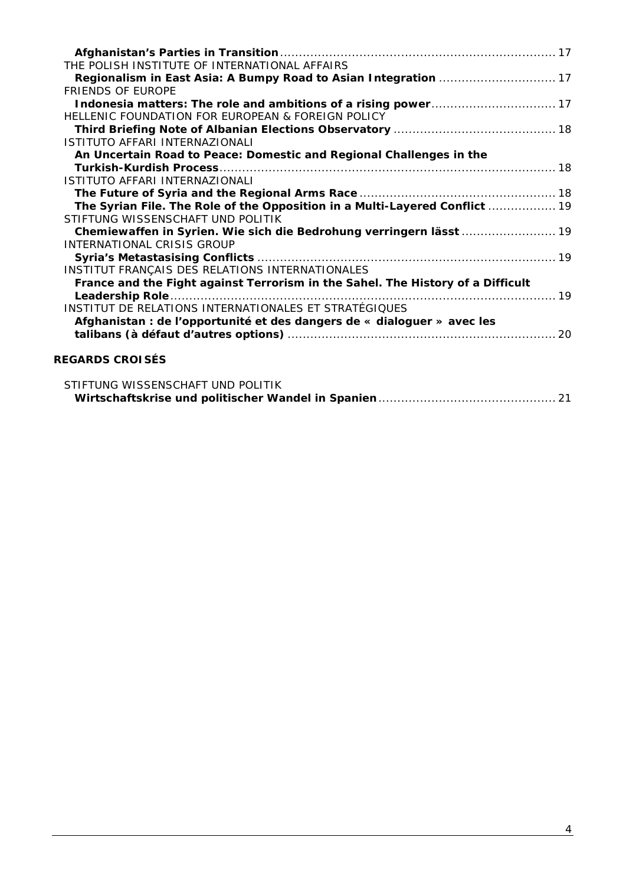**Afghanistan's Parties in Transition** ........................................................................ 17

THE POLISH INSTITUTE OF INTERNATIONAL AFFAIRS

**Regionalism in East Asia: A Bumpy Road to Asian Integration** .............................. 17

FRIENDS OF EUROPE

**Indonesia matters: The role and ambitions of a rising power**................................ 17

HELLENIC FOUNDATION FOR EUROPEAN & FOREIGN POLICY

**Third Briefing Note of Albanian Elections Observatory** .......................................... 18

ISTITUTO AFFARI INTERNAZIONALI

**An Uncertain Road to Peace: Domestic and Regional Challenges in the Turkish-Kurdish Process**......................................................................................... 18

ISTITUTO AFFARI INTERNAZIONALI

**The Future of Syria and the Regional Arms Race** ................................................... 18

**The Syrian File. The Role of the Opposition in a Multi-Layered Conflict** ................. 19

STIFTUNG WISSENSCHAFT UND POLITIK

**Chemiewaffen in Syrien. Wie sich die Bedrohung verringern lässt** ......................... 19

INTERNATIONAL CRISIS GROUP

**Syria's Metastasising Conflicts** .............................................................................. 19

INSTITUT FRANÇAIS DES RELATIONS INTERNATIONALES

**France and the Fight against Terrorism in the Sahel. The History of a Difficult Leadership Role**...................................................................................................... 19

INSTITUT DE RELATIONS INTERNATIONALES ET STRATÉGIQUES

**Afghanistan : de l'opportunité et des dangers de « dialoguer » avec les talibans (à défaut d'autres options)** ...................................................................... 20

## REGARDS CROISÉS

STIFTUNG WISSENSCHAFT UND POLITIK

**Wirtschaftskrise und politischer Wandel in Spanien**.............................................. 21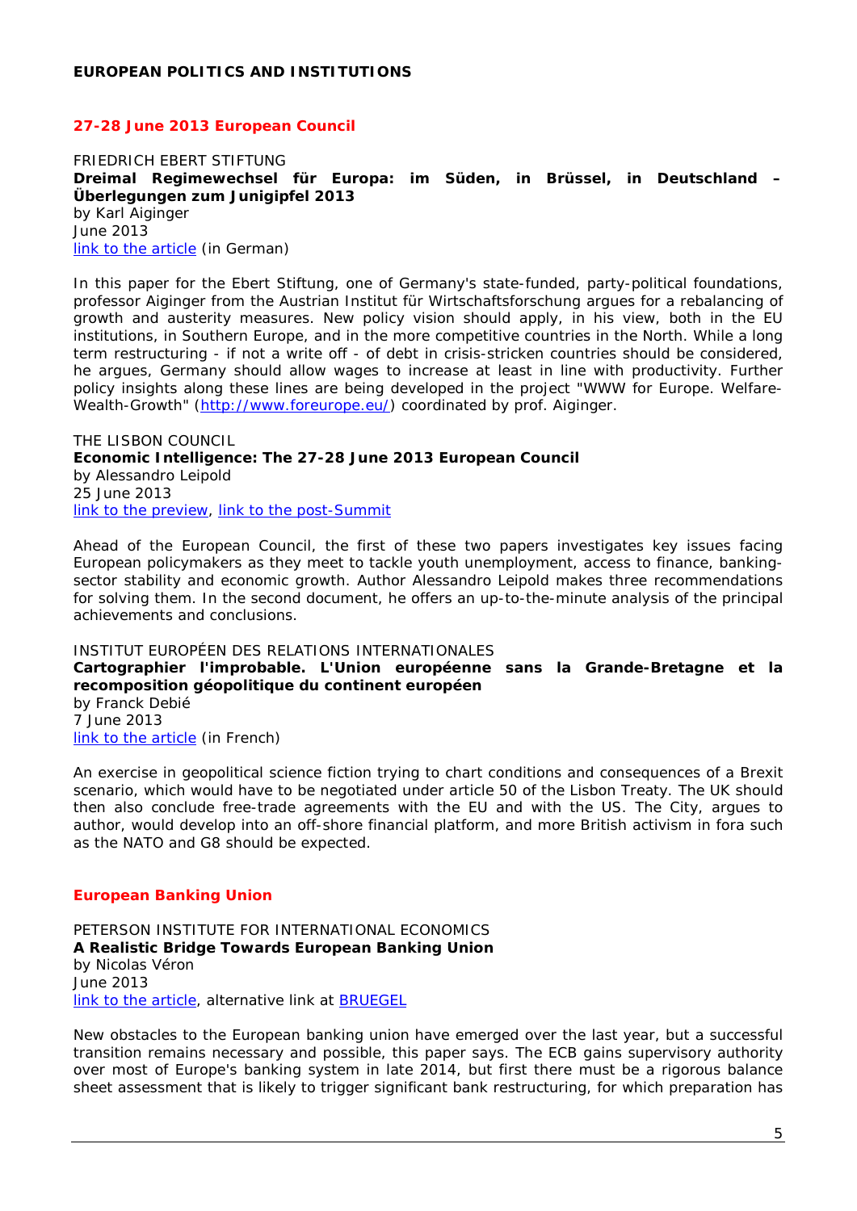## EUROPEAN POLITICS AND INSTITUTIONS

### 27-28 June 2013 European Council

FRIEDRICH EBERT STIFTUNG
**Dreimal Regimewechsel für Europa: im Süden, in Brüssel, in Deutschland – Überlegungen zum Junigipfel 2013**
by Karl Aiginger
June 2013
link to the article (in German)

In this paper for the Ebert Stiftung, one of Germany's state-funded, party-political foundations, professor Aiginger from the Austrian Institut für Wirtschaftsforschung argues for a rebalancing of growth and austerity measures. New policy vision should apply, in his view, both in the EU institutions, in Southern Europe, and in the more competitive countries in the North. While a long term restructuring - if not a write off - of debt in crisis-stricken countries should be considered, he argues, Germany should allow wages to increase at least in line with productivity. Further policy insights along these lines are being developed in the project "WWW for Europe. Welfare-Wealth-Growth" (http://www.foreurope.eu/) coordinated by prof. Aiginger.

THE LISBON COUNCIL
**Economic Intelligence: The 27-28 June 2013 European Council**
by Alessandro Leipold
25 June 2013
link to the preview, link to the post-Summit

Ahead of the European Council, the first of these two papers investigates key issues facing European policymakers as they meet to tackle youth unemployment, access to finance, banking-sector stability and economic growth. Author Alessandro Leipold makes three recommendations for solving them. In the second document, he offers an up-to-the-minute analysis of the principal achievements and conclusions.

INSTITUT EUROPÉEN DES RELATIONS INTERNATIONALES
**Cartographier l'improbable. L'Union européenne sans la Grande-Bretagne et la recomposition géopolitique du continent européen**
by Franck Debié
7 June 2013
link to the article (in French)

An exercise in geopolitical science fiction trying to chart conditions and consequences of a Brexit scenario, which would have to be negotiated under article 50 of the Lisbon Treaty. The UK should then also conclude free-trade agreements with the EU and with the US. The City, argues to author, would develop into an off-shore financial platform, and more British activism in fora such as the NATO and G8 should be expected.

### European Banking Union

PETERSON INSTITUTE FOR INTERNATIONAL ECONOMICS
**A Realistic Bridge Towards European Banking Union**
by Nicolas Véron
June 2013
link to the article, alternative link at BRUEGEL

New obstacles to the European banking union have emerged over the last year, but a successful transition remains necessary and possible, this paper says. The ECB gains supervisory authority over most of Europe's banking system in late 2014, but first there must be a rigorous balance sheet assessment that is likely to trigger significant bank restructuring, for which preparation has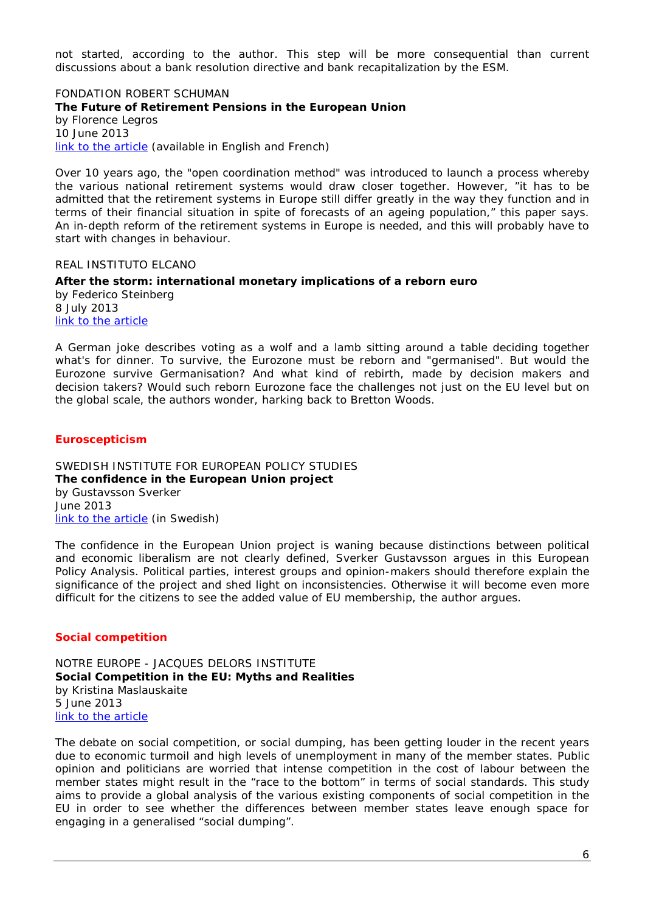not started, according to the author. This step will be more consequential than current discussions about a bank resolution directive and bank recapitalization by the ESM.

FONDATION ROBERT SCHUMAN
**The Future of Retirement Pensions in the European Union**
by Florence Legros
10 June 2013
link to the article (available in English and French)

Over 10 years ago, the "open coordination method" was introduced to launch a process whereby the various national retirement systems would draw closer together. However, "it has to be admitted that the retirement systems in Europe still differ greatly in the way they function and in terms of their financial situation in spite of forecasts of an ageing population," this paper says. An in-depth reform of the retirement systems in Europe is needed, and this will probably have to start with changes in behaviour.

REAL INSTITUTO ELCANO
**After the storm: international monetary implications of a reborn euro**
by Federico Steinberg
8 July 2013
link to the article

A German joke describes voting as a wolf and a lamb sitting around a table deciding together what's for dinner. To survive, the Eurozone must be reborn and "germanised". But would the Eurozone survive Germanisation? And what kind of rebirth, made by decision makers and decision takers? Would such reborn Eurozone face the challenges not just on the EU level but on the global scale, the authors wonder, harking back to Bretton Woods.

## Euroscepticism

SWEDISH INSTITUTE FOR EUROPEAN POLICY STUDIES
**The confidence in the European Union project**
by Gustavsson Sverker
June 2013
link to the article (in Swedish)

The confidence in the European Union project is waning because distinctions between political and economic liberalism are not clearly defined, Sverker Gustavsson argues in this European Policy Analysis. Political parties, interest groups and opinion-makers should therefore explain the significance of the project and shed light on inconsistencies. Otherwise it will become even more difficult for the citizens to see the added value of EU membership, the author argues.

## Social competition

NOTRE EUROPE - JACQUES DELORS INSTITUTE
**Social Competition in the EU: Myths and Realities**
by Kristina Maslauskaite
5 June 2013
link to the article

The debate on social competition, or social dumping, has been getting louder in the recent years due to economic turmoil and high levels of unemployment in many of the member states. Public opinion and politicians are worried that intense competition in the cost of labour between the member states might result in the "race to the bottom" in terms of social standards. This study aims to provide a global analysis of the various existing components of social competition in the EU in order to see whether the differences between member states leave enough space for engaging in a generalised "social dumping".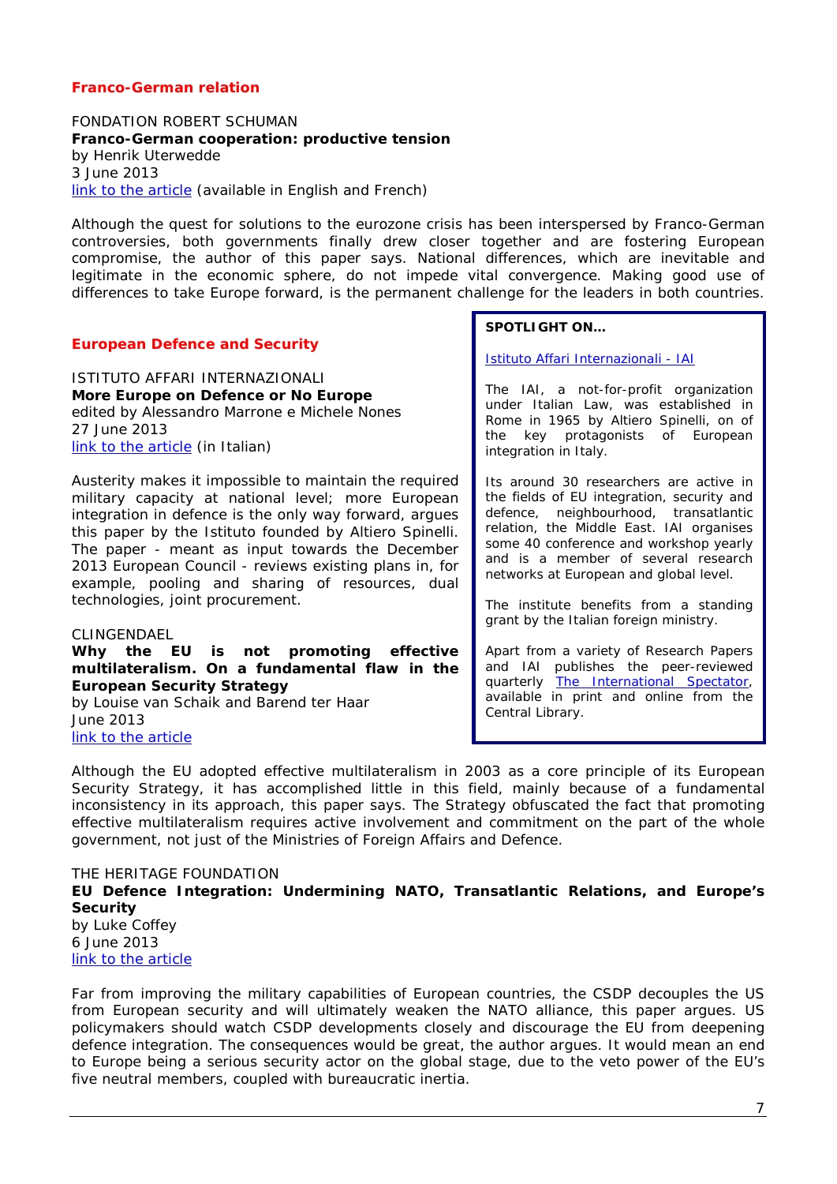## Franco-German relation

FONDATION ROBERT SCHUMAN
**Franco-German cooperation: productive tension**
by Henrik Uterwedde
3 June 2013
link to the article (available in English and French)

Although the quest for solutions to the eurozone crisis has been interspersed by Franco-German controversies, both governments finally drew closer together and are fostering European compromise, the author of this paper says. National differences, which are inevitable and legitimate in the economic sphere, do not impede vital convergence. Making good use of differences to take Europe forward, is the permanent challenge for the leaders in both countries.

## European Defence and Security

ISTITUTO AFFARI INTERNAZIONALI
**More Europe on Defence or No Europe**
edited by Alessandro Marrone e Michele Nones
27 June 2013
link to the article (in Italian)

Austerity makes it impossible to maintain the required military capacity at national level; more European integration in defence is the only way forward, argues this paper by the Istituto founded by Altiero Spinelli. The paper - meant as input towards the December 2013 European Council - reviews existing plans in, for example, pooling and sharing of resources, dual technologies, joint procurement.

CLINGENDAEL
**Why the EU is not promoting effective multilateralism. On a fundamental flaw in the European Security Strategy**
by Louise van Schaik and Barend ter Haar
June 2013
link to the article

Although the EU adopted effective multilateralism in 2003 as a core principle of its European Security Strategy, it has accomplished little in this field, mainly because of a fundamental inconsistency in its approach, this paper says. The Strategy obfuscated the fact that promoting effective multilateralism requires active involvement and commitment on the part of the whole government, not just of the Ministries of Foreign Affairs and Defence.

THE HERITAGE FOUNDATION
**EU Defence Integration: Undermining NATO, Transatlantic Relations, and Europe's Security**
by Luke Coffey
6 June 2013
link to the article

Far from improving the military capabilities of European countries, the CSDP decouples the US from European security and will ultimately weaken the NATO alliance, this paper argues. US policymakers should watch CSDP developments closely and discourage the EU from deepening defence integration. The consequences would be great, the author argues. It would mean an end to Europe being a serious security actor on the global stage, due to the veto power of the EU's five neutral members, coupled with bureaucratic inertia.

**SPOTLIGHT ON…**

Istituto Affari Internazionali - IAI

The IAI, a not-for-profit organization under Italian Law, was established in Rome in 1965 by Altiero Spinelli, on of the key protagonists of European integration in Italy.

Its around 30 researchers are active in the fields of EU integration, security and defence, neighbourhood, transatlantic relation, the Middle East. IAI organises some 40 conference and workshop yearly and is a member of several research networks at European and global level.

The institute benefits from a standing grant by the Italian foreign ministry.

Apart from a variety of Research Papers and IAI publishes the peer-reviewed quarterly The International Spectator, available in print and online from the Central Library.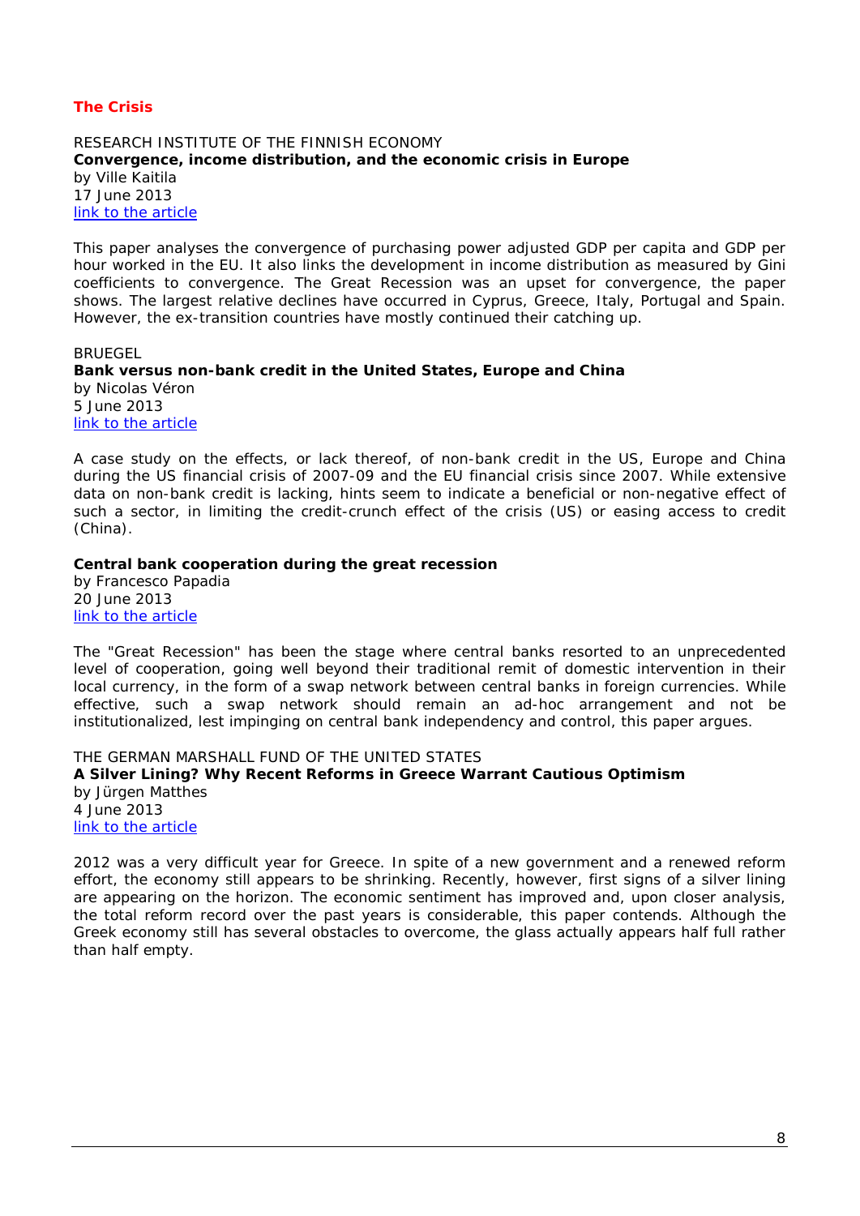## The Crisis

RESEARCH INSTITUTE OF THE FINNISH ECONOMY
**Convergence, income distribution, and the economic crisis in Europe**
by Ville Kaitila
17 June 2013
link to the article

This paper analyses the convergence of purchasing power adjusted GDP per capita and GDP per hour worked in the EU. It also links the development in income distribution as measured by Gini coefficients to convergence. The Great Recession was an upset for convergence, the paper shows. The largest relative declines have occurred in Cyprus, Greece, Italy, Portugal and Spain. However, the ex-transition countries have mostly continued their catching up.

BRUEGEL
**Bank versus non-bank credit in the United States, Europe and China**
by Nicolas Véron
5 June 2013
link to the article

A case study on the effects, or lack thereof, of non-bank credit in the US, Europe and China during the US financial crisis of 2007-09 and the EU financial crisis since 2007. While extensive data on non-bank credit is lacking, hints seem to indicate a beneficial or non-negative effect of such a sector, in limiting the credit-crunch effect of the crisis (US) or easing access to credit (China).

**Central bank cooperation during the great recession**
by Francesco Papadia
20 June 2013
link to the article

The "Great Recession" has been the stage where central banks resorted to an unprecedented level of cooperation, going well beyond their traditional remit of domestic intervention in their local currency, in the form of a swap network between central banks in foreign currencies. While effective, such a swap network should remain an ad-hoc arrangement and not be institutionalized, lest impinging on central bank independency and control, this paper argues.

THE GERMAN MARSHALL FUND OF THE UNITED STATES
**A Silver Lining? Why Recent Reforms in Greece Warrant Cautious Optimism**
by Jürgen Matthes
4 June 2013
link to the article

2012 was a very difficult year for Greece. In spite of a new government and a renewed reform effort, the economy still appears to be shrinking. Recently, however, first signs of a silver lining are appearing on the horizon. The economic sentiment has improved and, upon closer analysis, the total reform record over the past years is considerable, this paper contends. Although the Greek economy still has several obstacles to overcome, the glass actually appears half full rather than half empty.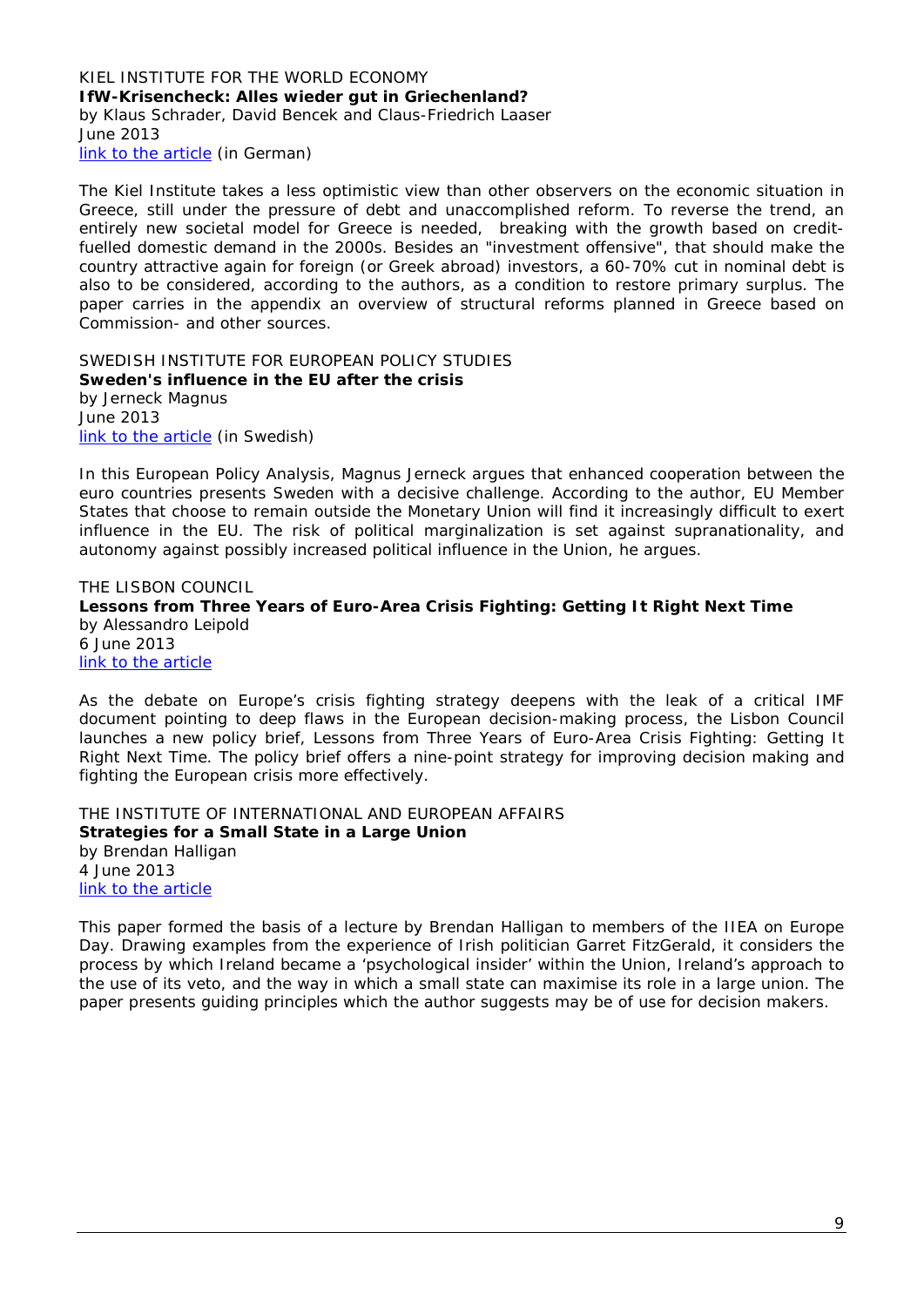KIEL INSTITUTE FOR THE WORLD ECONOMY
**IfW-Krisencheck: Alles wieder gut in Griechenland?**
by Klaus Schrader, David Bencek and Claus-Friedrich Laaser
June 2013
link to the article (in German)

The Kiel Institute takes a less optimistic view than other observers on the economic situation in Greece, still under the pressure of debt and unaccomplished reform. To reverse the trend, an entirely new societal model for Greece is needed, breaking with the growth based on credit-fuelled domestic demand in the 2000s. Besides an "investment offensive", that should make the country attractive again for foreign (or Greek abroad) investors, a 60-70% cut in nominal debt is also to be considered, according to the authors, as a condition to restore primary surplus. The paper carries in the appendix an overview of structural reforms planned in Greece based on Commission- and other sources.

SWEDISH INSTITUTE FOR EUROPEAN POLICY STUDIES
**Sweden's influence in the EU after the crisis**
by Jerneck Magnus
June 2013
link to the article (in Swedish)

In this European Policy Analysis, Magnus Jerneck argues that enhanced cooperation between the euro countries presents Sweden with a decisive challenge. According to the author, EU Member States that choose to remain outside the Monetary Union will find it increasingly difficult to exert influence in the EU. The risk of political marginalization is set against supranationality, and autonomy against possibly increased political influence in the Union, he argues.

THE LISBON COUNCIL
**Lessons from Three Years of Euro-Area Crisis Fighting: Getting It Right Next Time**
by Alessandro Leipold
6 June 2013
link to the article

As the debate on Europe's crisis fighting strategy deepens with the leak of a critical IMF document pointing to deep flaws in the European decision-making process, the Lisbon Council launches a new policy brief, *Lessons from Three Years of Euro-Area Crisis Fighting: Getting It Right Next Time*. The policy brief offers a nine-point strategy for improving decision making and fighting the European crisis more effectively.

THE INSTITUTE OF INTERNATIONAL AND EUROPEAN AFFAIRS
**Strategies for a Small State in a Large Union**
by Brendan Halligan
4 June 2013
link to the article

This paper formed the basis of a lecture by Brendan Halligan to members of the IIEA on Europe Day. Drawing examples from the experience of Irish politician Garret FitzGerald, it considers the process by which Ireland became a 'psychological insider' within the Union, Ireland's approach to the use of its veto, and the way in which a small state can maximise its role in a large union. The paper presents guiding principles which the author suggests may be of use for decision makers.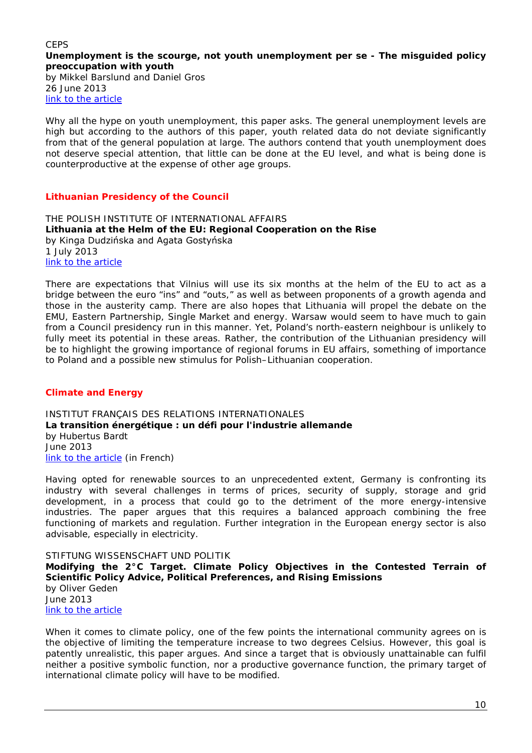CEPS

**Unemployment is the scourge, not youth unemployment per se - The misguided policy preoccupation with youth**

by Mikkel Barslund and Daniel Gros

26 June 2013

link to the article

Why all the hype on youth unemployment, this paper asks. The general unemployment levels are high but according to the authors of this paper, youth related data do not deviate significantly from that of the general population at large. The authors contend that youth unemployment does not deserve special attention, that little can be done at the EU level, and what is being done is counterproductive at the expense of other age groups.

## Lithuanian Presidency of the Council

THE POLISH INSTITUTE OF INTERNATIONAL AFFAIRS

**Lithuania at the Helm of the EU: Regional Cooperation on the Rise**

by Kinga Dudzińska and Agata Gostyńska

1 July 2013

link to the article

There are expectations that Vilnius will use its six months at the helm of the EU to act as a bridge between the euro "ins" and "outs," as well as between proponents of a growth agenda and those in the austerity camp. There are also hopes that Lithuania will propel the debate on the EMU, Eastern Partnership, Single Market and energy. Warsaw would seem to have much to gain from a Council presidency run in this manner. Yet, Poland's north-eastern neighbour is unlikely to fully meet its potential in these areas. Rather, the contribution of the Lithuanian presidency will be to highlight the growing importance of regional forums in EU affairs, something of importance to Poland and a possible new stimulus for Polish–Lithuanian cooperation.

## Climate and Energy

INSTITUT FRANÇAIS DES RELATIONS INTERNATIONALES

**La transition énergétique : un défi pour l'industrie allemande**

by Hubertus Bardt

June 2013

link to the article (in French)

Having opted for renewable sources to an unprecedented extent, Germany is confronting its industry with several challenges in terms of prices, security of supply, storage and grid development, in a process that could go to the detriment of the more energy-intensive industries. The paper argues that this requires a balanced approach combining the free functioning of markets and regulation. Further integration in the European energy sector is also advisable, especially in electricity.

STIFTUNG WISSENSCHAFT UND POLITIK

**Modifying the 2°C Target. Climate Policy Objectives in the Contested Terrain of Scientific Policy Advice, Political Preferences, and Rising Emissions**

by Oliver Geden

June 2013

link to the article

When it comes to climate policy, one of the few points the international community agrees on is the objective of limiting the temperature increase to two degrees Celsius. However, this goal is patently unrealistic, this paper argues. And since a target that is obviously unattainable can fulfil neither a positive symbolic function, nor a productive governance function, the primary target of international climate policy will have to be modified.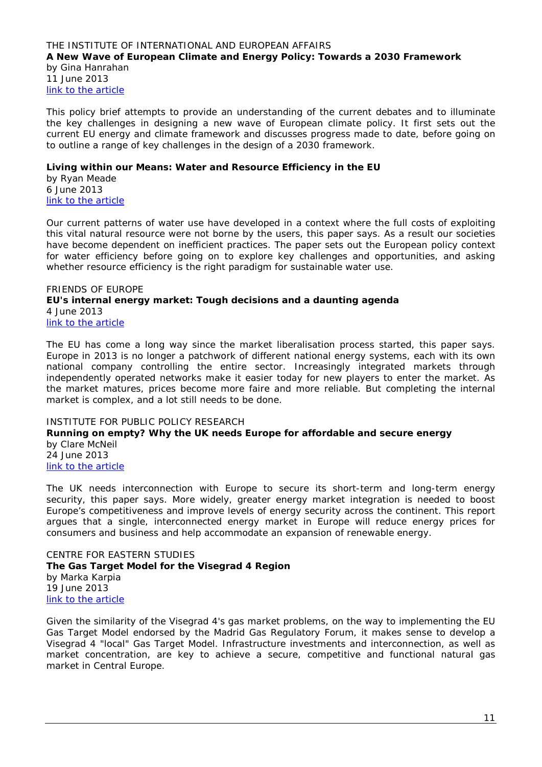THE INSTITUTE OF INTERNATIONAL AND EUROPEAN AFFAIRS

**A New Wave of European Climate and Energy Policy: Towards a 2030 Framework**

by Gina Hanrahan
11 June 2013
[link to the article]

This policy brief attempts to provide an understanding of the current debates and to illuminate the key challenges in designing a new wave of European climate policy. It first sets out the current EU energy and climate framework and discusses progress made to date, before going on to outline a range of key challenges in the design of a 2030 framework.

**Living within our Means: Water and Resource Efficiency in the EU**

by Ryan Meade
6 June 2013
[link to the article]

Our current patterns of water use have developed in a context where the full costs of exploiting this vital natural resource were not borne by the users, this paper says. As a result our societies have become dependent on inefficient practices. The paper sets out the European policy context for water efficiency before going on to explore key challenges and opportunities, and asking whether resource efficiency is the right paradigm for sustainable water use.

FRIENDS OF EUROPE

**EU's internal energy market: Tough decisions and a daunting agenda**

4 June 2013
[link to the article]

The EU has come a long way since the market liberalisation process started, this paper says. Europe in 2013 is no longer a patchwork of different national energy systems, each with its own national company controlling the entire sector. Increasingly integrated markets through independently operated networks make it easier today for new players to enter the market. As the market matures, prices become more faire and more reliable. But completing the internal market is complex, and a lot still needs to be done.

INSTITUTE FOR PUBLIC POLICY RESEARCH

**Running on empty? Why the UK needs Europe for affordable and secure energy**

by Clare McNeil
24 June 2013
[link to the article]

The UK needs interconnection with Europe to secure its short-term and long-term energy security, this paper says. More widely, greater energy market integration is needed to boost Europe's competitiveness and improve levels of energy security across the continent. This report argues that a single, interconnected energy market in Europe will reduce energy prices for consumers and business and help accommodate an expansion of renewable energy.

CENTRE FOR EASTERN STUDIES

**The Gas Target Model for the Visegrad 4 Region**

by Marka Karpia
19 June 2013
[link to the article]

Given the similarity of the Visegrad 4's gas market problems, on the way to implementing the EU Gas Target Model endorsed by the Madrid Gas Regulatory Forum, it makes sense to develop a Visegrad 4 "local" Gas Target Model. Infrastructure investments and interconnection, as well as market concentration, are key to achieve a secure, competitive and functional natural gas market in Central Europe.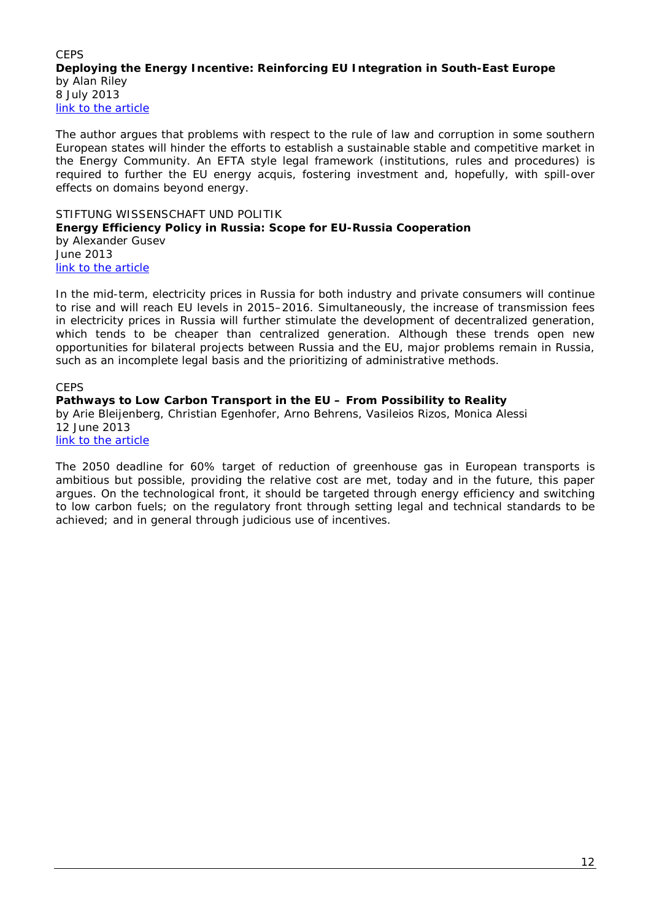CEPS
**Deploying the Energy Incentive: Reinforcing EU Integration in South-East Europe**
by Alan Riley
8 July 2013
link to the article

The author argues that problems with respect to the rule of law and corruption in some southern European states will hinder the efforts to establish a sustainable stable and competitive market in the Energy Community. An EFTA style legal framework (institutions, rules and procedures) is required to further the EU energy acquis, fostering investment and, hopefully, with spill-over effects on domains beyond energy.

STIFTUNG WISSENSCHAFT UND POLITIK
**Energy Efficiency Policy in Russia: Scope for EU-Russia Cooperation**
by Alexander Gusev
June 2013
link to the article

In the mid-term, electricity prices in Russia for both industry and private consumers will continue to rise and will reach EU levels in 2015–2016. Simultaneously, the increase of transmission fees in electricity prices in Russia will further stimulate the development of decentralized generation, which tends to be cheaper than centralized generation. Although these trends open new opportunities for bilateral projects between Russia and the EU, major problems remain in Russia, such as an incomplete legal basis and the prioritizing of administrative methods.

CEPS
**Pathways to Low Carbon Transport in the EU – From Possibility to Reality**
by Arie Bleijenberg, Christian Egenhofer, Arno Behrens, Vasileios Rizos, Monica Alessi
12 June 2013
link to the article

The 2050 deadline for 60% target of reduction of greenhouse gas in European transports is ambitious but possible, providing the relative cost are met, today and in the future, this paper argues. On the technological front, it should be targeted through energy efficiency and switching to low carbon fuels; on the regulatory front through setting legal and technical standards to be achieved; and in general through judicious use of incentives.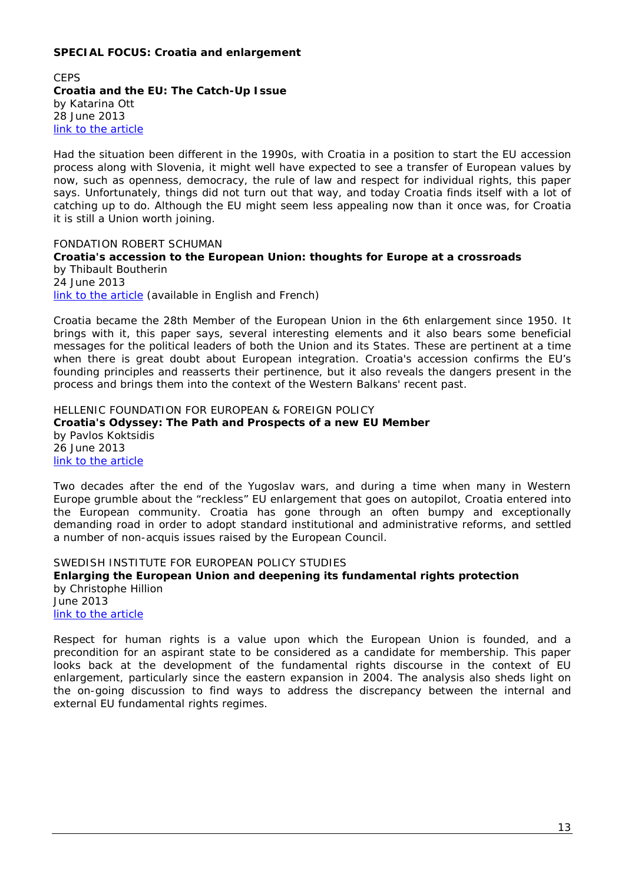**SPECIAL FOCUS: Croatia and enlargement**

CEPS
**Croatia and the EU: The Catch-Up Issue**
by Katarina Ott
28 June 2013
link to the article

Had the situation been different in the 1990s, with Croatia in a position to start the EU accession process along with Slovenia, it might well have expected to see a transfer of European values by now, such as openness, democracy, the rule of law and respect for individual rights, this paper says. Unfortunately, things did not turn out that way, and today Croatia finds itself with a lot of catching up to do. Although the EU might seem less appealing now than it once was, for Croatia it is still a Union worth joining.

FONDATION ROBERT SCHUMAN
**Croatia's accession to the European Union: thoughts for Europe at a crossroads**
by Thibault Boutherin
24 June 2013
link to the article (available in English and French)

Croatia became the 28th Member of the European Union in the 6th enlargement since 1950. It brings with it, this paper says, several interesting elements and it also bears some beneficial messages for the political leaders of both the Union and its States. These are pertinent at a time when there is great doubt about European integration. Croatia's accession confirms the EU's founding principles and reasserts their pertinence, but it also reveals the dangers present in the process and brings them into the context of the Western Balkans' recent past.

HELLENIC FOUNDATION FOR EUROPEAN & FOREIGN POLICY
**Croatia's Odyssey: The Path and Prospects of a new EU Member**
by Pavlos Koktsidis
26 June 2013
link to the article

Two decades after the end of the Yugoslav wars, and during a time when many in Western Europe grumble about the "reckless" EU enlargement that goes on autopilot, Croatia entered into the European community. Croatia has gone through an often bumpy and exceptionally demanding road in order to adopt standard institutional and administrative reforms, and settled a number of non-acquis issues raised by the European Council.

SWEDISH INSTITUTE FOR EUROPEAN POLICY STUDIES
**Enlarging the European Union and deepening its fundamental rights protection**
by Christophe Hillion
June 2013
link to the article

Respect for human rights is a value upon which the European Union is founded, and a precondition for an aspirant state to be considered as a candidate for membership. This paper looks back at the development of the fundamental rights discourse in the context of EU enlargement, particularly since the eastern expansion in 2004. The analysis also sheds light on the on-going discussion to find ways to address the discrepancy between the internal and external EU fundamental rights regimes.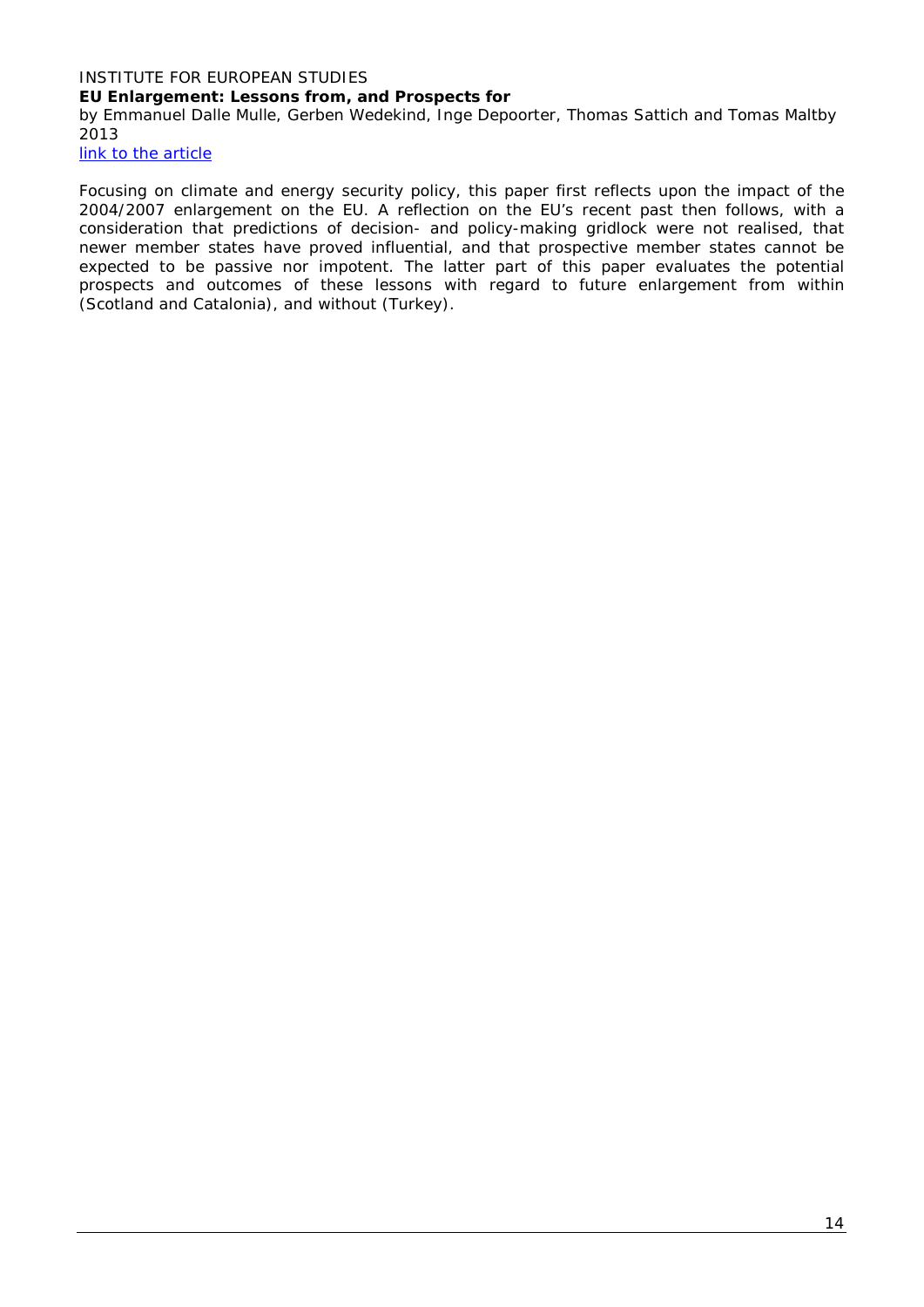INSTITUTE FOR EUROPEAN STUDIES

**EU Enlargement: Lessons from, and Prospects for**

by Emmanuel Dalle Mulle, Gerben Wedekind, Inge Depoorter, Thomas Sattich and Tomas Maltby

2013

[link to the article]

Focusing on climate and energy security policy, this paper first reflects upon the impact of the 2004/2007 enlargement on the EU. A reflection on the EU's recent past then follows, with a consideration that predictions of decision- and policy-making gridlock were not realised, that newer member states have proved influential, and that prospective member states cannot be expected to be passive nor impotent. The latter part of this paper evaluates the potential prospects and outcomes of these lessons with regard to future enlargement from within (Scotland and Catalonia), and without (Turkey).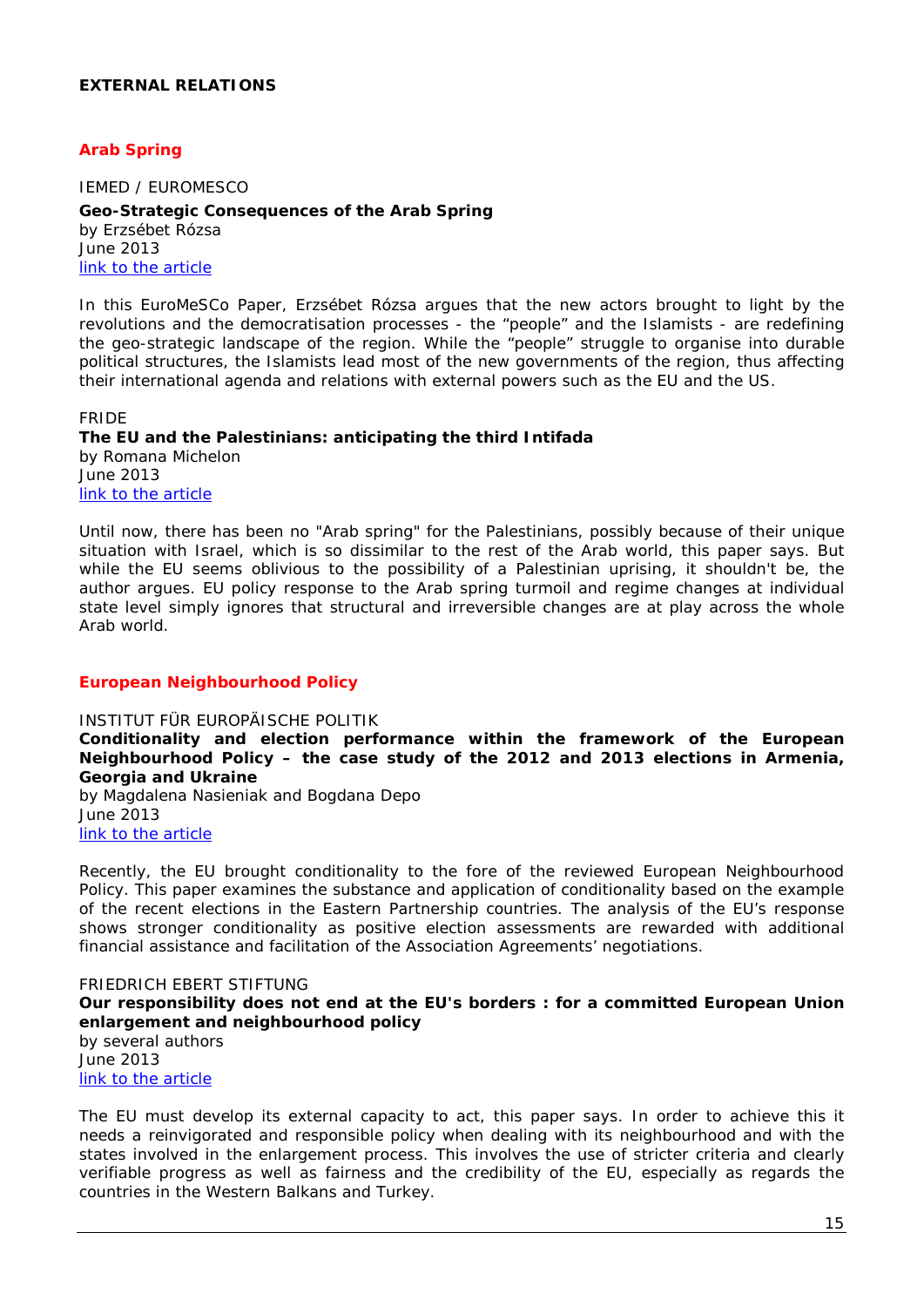## EXTERNAL RELATIONS

### Arab Spring

IEMED / EUROMESCO

**Geo-Strategic Consequences of the Arab Spring**
by Erzsébet Rózsa
June 2013
link to the article

In this EuroMeSCo Paper, Erzsébet Rózsa argues that the new actors brought to light by the revolutions and the democratisation processes - the "people" and the Islamists - are redefining the geo-strategic landscape of the region. While the "people" struggle to organise into durable political structures, the Islamists lead most of the new governments of the region, thus affecting their international agenda and relations with external powers such as the EU and the US.

FRIDE

**The EU and the Palestinians: anticipating the third Intifada**
by Romana Michelon
June 2013
link to the article

Until now, there has been no "Arab spring" for the Palestinians, possibly because of their unique situation with Israel, which is so dissimilar to the rest of the Arab world, this paper says. But while the EU seems oblivious to the possibility of a Palestinian uprising, it shouldn't be, the author argues. EU policy response to the Arab spring turmoil and regime changes at individual state level simply ignores that structural and irreversible changes are at play across the whole Arab world.

### European Neighbourhood Policy

INSTITUT FÜR EUROPÄISCHE POLITIK

**Conditionality and election performance within the framework of the European Neighbourhood Policy – the case study of the 2012 and 2013 elections in Armenia, Georgia and Ukraine**
by Magdalena Nasieniak and Bogdana Depo
June 2013
link to the article

Recently, the EU brought conditionality to the fore of the reviewed European Neighbourhood Policy. This paper examines the substance and application of conditionality based on the example of the recent elections in the Eastern Partnership countries. The analysis of the EU's response shows stronger conditionality as positive election assessments are rewarded with additional financial assistance and facilitation of the Association Agreements' negotiations.

FRIEDRICH EBERT STIFTUNG

**Our responsibility does not end at the EU's borders : for a committed European Union enlargement and neighbourhood policy**
by several authors
June 2013
link to the article

The EU must develop its external capacity to act, this paper says. In order to achieve this it needs a reinvigorated and responsible policy when dealing with its neighbourhood and with the states involved in the enlargement process. This involves the use of stricter criteria and clearly verifiable progress as well as fairness and the credibility of the EU, especially as regards the countries in the Western Balkans and Turkey.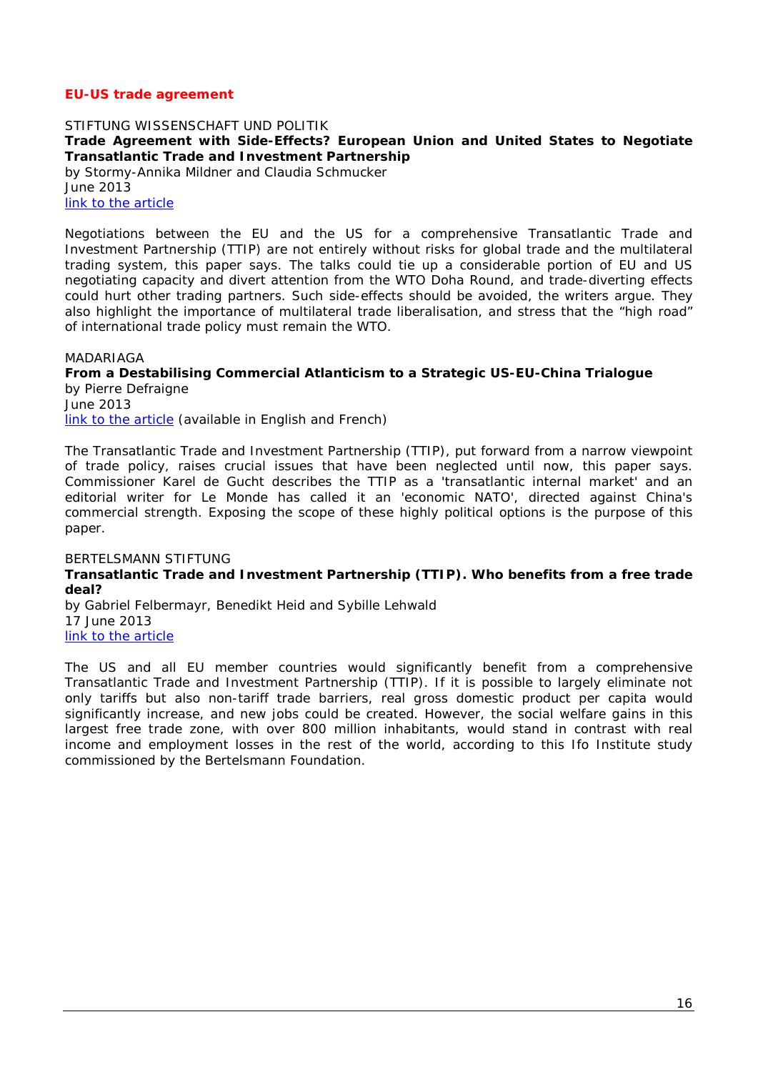## EU-US trade agreement

STIFTUNG WISSENSCHAFT UND POLITIK

**Trade Agreement with Side-Effects? European Union and United States to Negotiate Transatlantic Trade and Investment Partnership**

by Stormy-Annika Mildner and Claudia Schmucker

June 2013

link to the article

Negotiations between the EU and the US for a comprehensive Transatlantic Trade and Investment Partnership (TTIP) are not entirely without risks for global trade and the multilateral trading system, this paper says. The talks could tie up a considerable portion of EU and US negotiating capacity and divert attention from the WTO Doha Round, and trade-diverting effects could hurt other trading partners. Such side-effects should be avoided, the writers argue. They also highlight the importance of multilateral trade liberalisation, and stress that the "high road" of international trade policy must remain the WTO.

MADARIAGA

**From a Destabilising Commercial Atlanticism to a Strategic US-EU-China Trialogue**

by Pierre Defraigne

June 2013

link to the article (available in English and French)

The Transatlantic Trade and Investment Partnership (TTIP), put forward from a narrow viewpoint of trade policy, raises crucial issues that have been neglected until now, this paper says. Commissioner Karel de Gucht describes the TTIP as a 'transatlantic internal market' and an editorial writer for Le Monde has called it an 'economic NATO', directed against China's commercial strength. Exposing the scope of these highly political options is the purpose of this paper.

BERTELSMANN STIFTUNG

**Transatlantic Trade and Investment Partnership (TTIP). Who benefits from a free trade deal?**

by Gabriel Felbermayr, Benedikt Heid and Sybille Lehwald

17 June 2013

link to the article

The US and all EU member countries would significantly benefit from a comprehensive Transatlantic Trade and Investment Partnership (TTIP). If it is possible to largely eliminate not only tariffs but also non-tariff trade barriers, real gross domestic product per capita would significantly increase, and new jobs could be created. However, the social welfare gains in this largest free trade zone, with over 800 million inhabitants, would stand in contrast with real income and employment losses in the rest of the world, according to this Ifo Institute study commissioned by the Bertelsmann Foundation.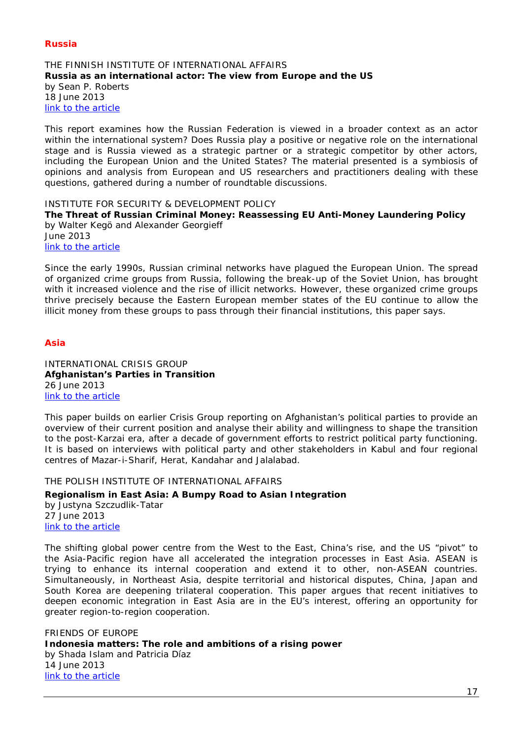## Russia

THE FINNISH INSTITUTE OF INTERNATIONAL AFFAIRS
**Russia as an international actor: The view from Europe and the US**
by Sean P. Roberts
18 June 2013
link to the article

This report examines how the Russian Federation is viewed in a broader context as an actor within the international system? Does Russia play a positive or negative role on the international stage and is Russia viewed as a strategic partner or a strategic competitor by other actors, including the European Union and the United States? The material presented is a symbiosis of opinions and analysis from European and US researchers and practitioners dealing with these questions, gathered during a number of roundtable discussions.

INSTITUTE FOR SECURITY & DEVELOPMENT POLICY
**The Threat of Russian Criminal Money: Reassessing EU Anti-Money Laundering Policy**
by Walter Kegö and Alexander Georgieff
June 2013
link to the article

Since the early 1990s, Russian criminal networks have plagued the European Union. The spread of organized crime groups from Russia, following the break-up of the Soviet Union, has brought with it increased violence and the rise of illicit networks. However, these organized crime groups thrive precisely because the Eastern European member states of the EU continue to allow the illicit money from these groups to pass through their financial institutions, this paper says.

## Asia

INTERNATIONAL CRISIS GROUP
**Afghanistan's Parties in Transition**
26 June 2013
link to the article

This paper builds on earlier Crisis Group reporting on Afghanistan's political parties to provide an overview of their current position and analyse their ability and willingness to shape the transition to the post-Karzai era, after a decade of government efforts to restrict political party functioning. It is based on interviews with political party and other stakeholders in Kabul and four regional centres of Mazar-i-Sharif, Herat, Kandahar and Jalalabad.

THE POLISH INSTITUTE OF INTERNATIONAL AFFAIRS
**Regionalism in East Asia: A Bumpy Road to Asian Integration**
by Justyna Szczudlik-Tatar
27 June 2013
link to the article

The shifting global power centre from the West to the East, China's rise, and the US "pivot" to the Asia-Pacific region have all accelerated the integration processes in East Asia. ASEAN is trying to enhance its internal cooperation and extend it to other, non-ASEAN countries. Simultaneously, in Northeast Asia, despite territorial and historical disputes, China, Japan and South Korea are deepening trilateral cooperation. This paper argues that recent initiatives to deepen economic integration in East Asia are in the EU's interest, offering an opportunity for greater region-to-region cooperation.

FRIENDS OF EUROPE
**Indonesia matters: The role and ambitions of a rising power**
by Shada Islam and Patricia Díaz
14 June 2013
link to the article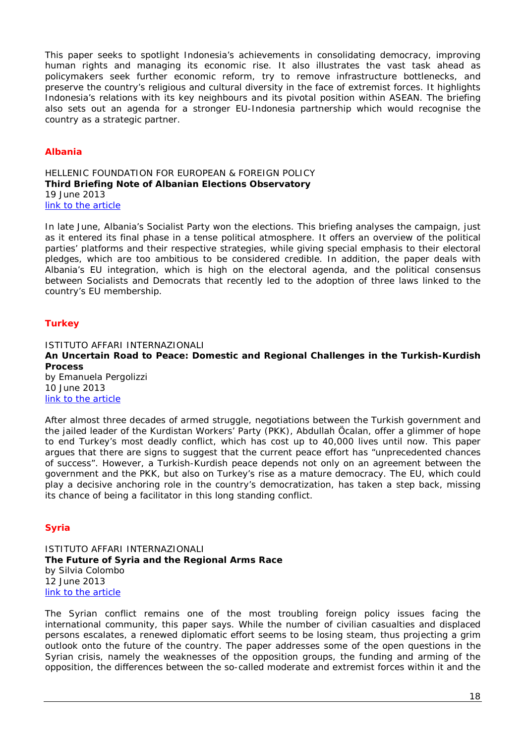This paper seeks to spotlight Indonesia's achievements in consolidating democracy, improving human rights and managing its economic rise. It also illustrates the vast task ahead as policymakers seek further economic reform, try to remove infrastructure bottlenecks, and preserve the country's religious and cultural diversity in the face of extremist forces. It highlights Indonesia's relations with its key neighbours and its pivotal position within ASEAN. The briefing also sets out an agenda for a stronger EU-Indonesia partnership which would recognise the country as a strategic partner.

## Albania

HELLENIC FOUNDATION FOR EUROPEAN & FOREIGN POLICY
**Third Briefing Note of Albanian Elections Observatory**
19 June 2013
link to the article

In late June, Albania's Socialist Party won the elections. This briefing analyses the campaign, just as it entered its final phase in a tense political atmosphere. It offers an overview of the political parties' platforms and their respective strategies, while giving special emphasis to their electoral pledges, which are too ambitious to be considered credible. In addition, the paper deals with Albania's EU integration, which is high on the electoral agenda, and the political consensus between Socialists and Democrats that recently led to the adoption of three laws linked to the country's EU membership.

## Turkey

ISTITUTO AFFARI INTERNAZIONALI
**An Uncertain Road to Peace: Domestic and Regional Challenges in the Turkish-Kurdish Process**
by Emanuela Pergolizzi
10 June 2013
link to the article

After almost three decades of armed struggle, negotiations between the Turkish government and the jailed leader of the Kurdistan Workers' Party (PKK), Abdullah Öcalan, offer a glimmer of hope to end Turkey's most deadly conflict, which has cost up to 40,000 lives until now. This paper argues that there are signs to suggest that the current peace effort has "unprecedented chances of success". However, a Turkish-Kurdish peace depends not only on an agreement between the government and the PKK, but also on Turkey's rise as a mature democracy. The EU, which could play a decisive anchoring role in the country's democratization, has taken a step back, missing its chance of being a facilitator in this long standing conflict.

## Syria

ISTITUTO AFFARI INTERNAZIONALI
**The Future of Syria and the Regional Arms Race**
by Silvia Colombo
12 June 2013
link to the article

The Syrian conflict remains one of the most troubling foreign policy issues facing the international community, this paper says. While the number of civilian casualties and displaced persons escalates, a renewed diplomatic effort seems to be losing steam, thus projecting a grim outlook onto the future of the country. The paper addresses some of the open questions in the Syrian crisis, namely the weaknesses of the opposition groups, the funding and arming of the opposition, the differences between the so-called moderate and extremist forces within it and the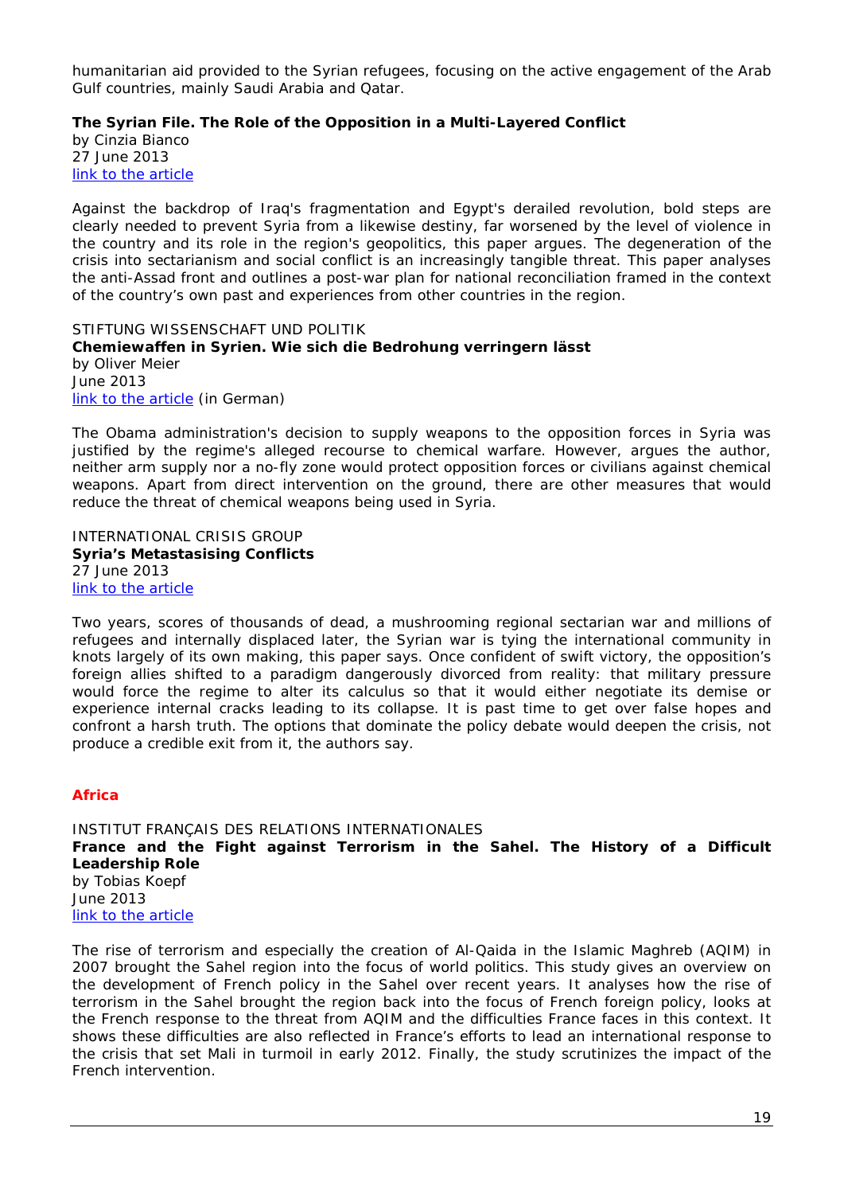humanitarian aid provided to the Syrian refugees, focusing on the active engagement of the Arab Gulf countries, mainly Saudi Arabia and Qatar.

**The Syrian File. The Role of the Opposition in a Multi-Layered Conflict**
by Cinzia Bianco
27 June 2013
link to the article

Against the backdrop of Iraq's fragmentation and Egypt's derailed revolution, bold steps are clearly needed to prevent Syria from a likewise destiny, far worsened by the level of violence in the country and its role in the region's geopolitics, this paper argues. The degeneration of the crisis into sectarianism and social conflict is an increasingly tangible threat. This paper analyses the anti-Assad front and outlines a post-war plan for national reconciliation framed in the context of the country's own past and experiences from other countries in the region.

STIFTUNG WISSENSCHAFT UND POLITIK
**Chemiewaffen in Syrien. Wie sich die Bedrohung verringern lässt**
by Oliver Meier
June 2013
link to the article (in German)

The Obama administration's decision to supply weapons to the opposition forces in Syria was justified by the regime's alleged recourse to chemical warfare. However, argues the author, neither arm supply nor a no-fly zone would protect opposition forces or civilians against chemical weapons. Apart from direct intervention on the ground, there are other measures that would reduce the threat of chemical weapons being used in Syria.

INTERNATIONAL CRISIS GROUP
**Syria's Metastasising Conflicts**
27 June 2013
link to the article

Two years, scores of thousands of dead, a mushrooming regional sectarian war and millions of refugees and internally displaced later, the Syrian war is tying the international community in knots largely of its own making, this paper says. Once confident of swift victory, the opposition's foreign allies shifted to a paradigm dangerously divorced from reality: that military pressure would force the regime to alter its calculus so that it would either negotiate its demise or experience internal cracks leading to its collapse. It is past time to get over false hopes and confront a harsh truth. The options that dominate the policy debate would deepen the crisis, not produce a credible exit from it, the authors say.

## Africa

INSTITUT FRANÇAIS DES RELATIONS INTERNATIONALES
**France and the Fight against Terrorism in the Sahel. The History of a Difficult Leadership Role**
by Tobias Koepf
June 2013
link to the article

The rise of terrorism and especially the creation of Al-Qaida in the Islamic Maghreb (AQIM) in 2007 brought the Sahel region into the focus of world politics. This study gives an overview on the development of French policy in the Sahel over recent years. It analyses how the rise of terrorism in the Sahel brought the region back into the focus of French foreign policy, looks at the French response to the threat from AQIM and the difficulties France faces in this context. It shows these difficulties are also reflected in France's efforts to lead an international response to the crisis that set Mali in turmoil in early 2012. Finally, the study scrutinizes the impact of the French intervention.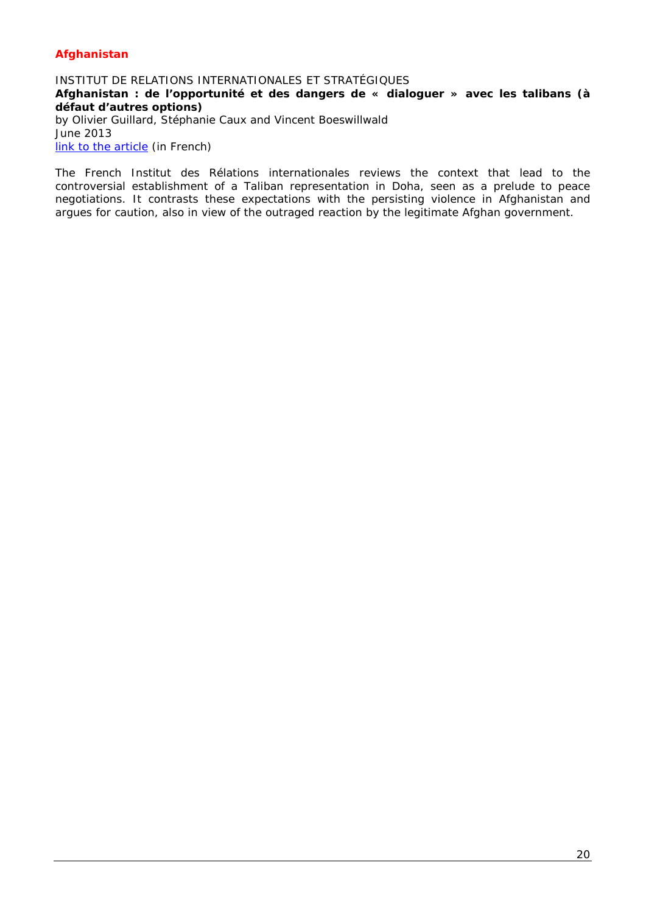## Afghanistan

INSTITUT DE RELATIONS INTERNATIONALES ET STRATÉGIQUES

**Afghanistan : de l'opportunité et des dangers de « dialoguer » avec les talibans (à défaut d'autres options)**

by Olivier Guillard, Stéphanie Caux and Vincent Boeswillwald

June 2013

link to the article (in French)

The French Institut des Rélations internationales reviews the context that lead to the controversial establishment of a Taliban representation in Doha, seen as a prelude to peace negotiations. It contrasts these expectations with the persisting violence in Afghanistan and argues for caution, also in view of the outraged reaction by the legitimate Afghan government.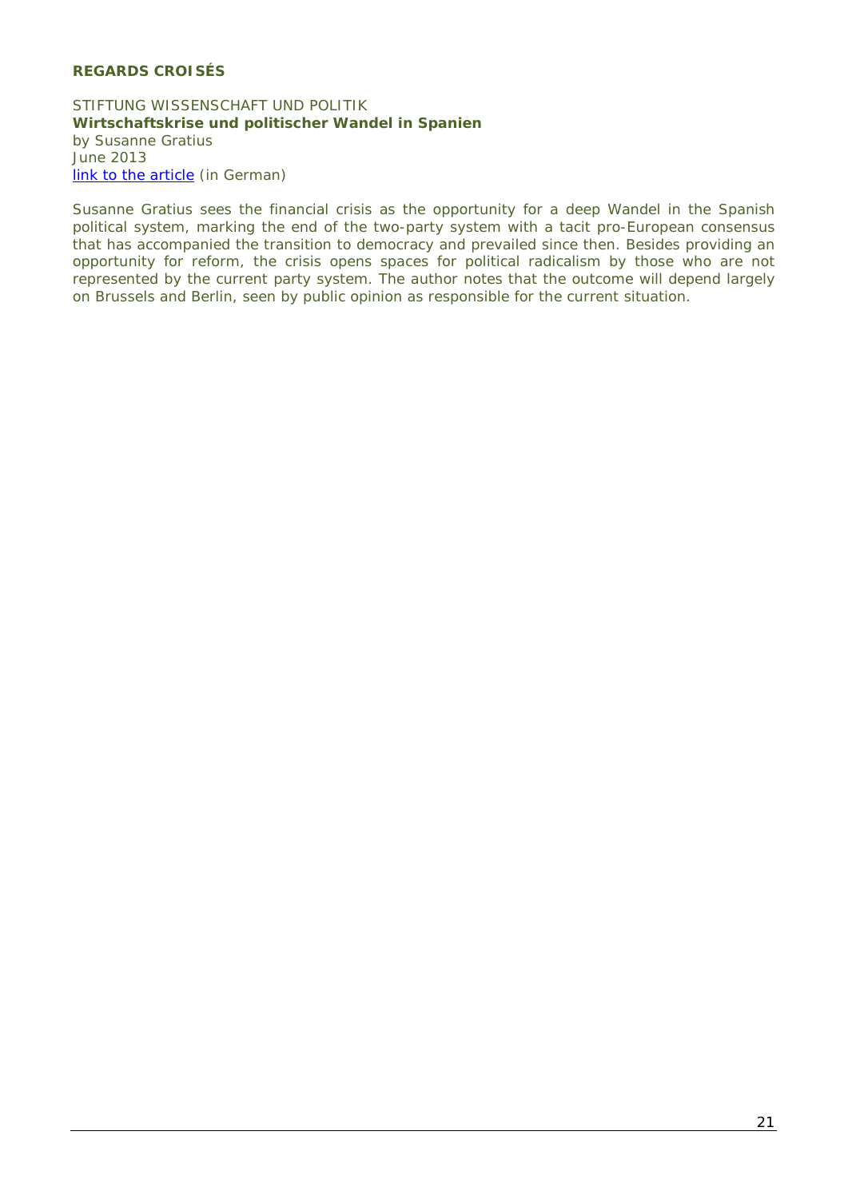**REGARDS CROISÉS**

STIFTUNG WISSENSCHAFT UND POLITIK
**Wirtschaftskrise und politischer Wandel in Spanien**
by Susanne Gratius
June 2013
link to the article (in German)

Susanne Gratius sees the financial crisis as the opportunity for a deep Wandel in the Spanish political system, marking the end of the two-party system with a tacit pro-European consensus that has accompanied the transition to democracy and prevailed since then. Besides providing an opportunity for reform, the crisis opens spaces for political radicalism by those who are not represented by the current party system. The author notes that the outcome will depend largely on Brussels and Berlin, seen by public opinion as responsible for the current situation.